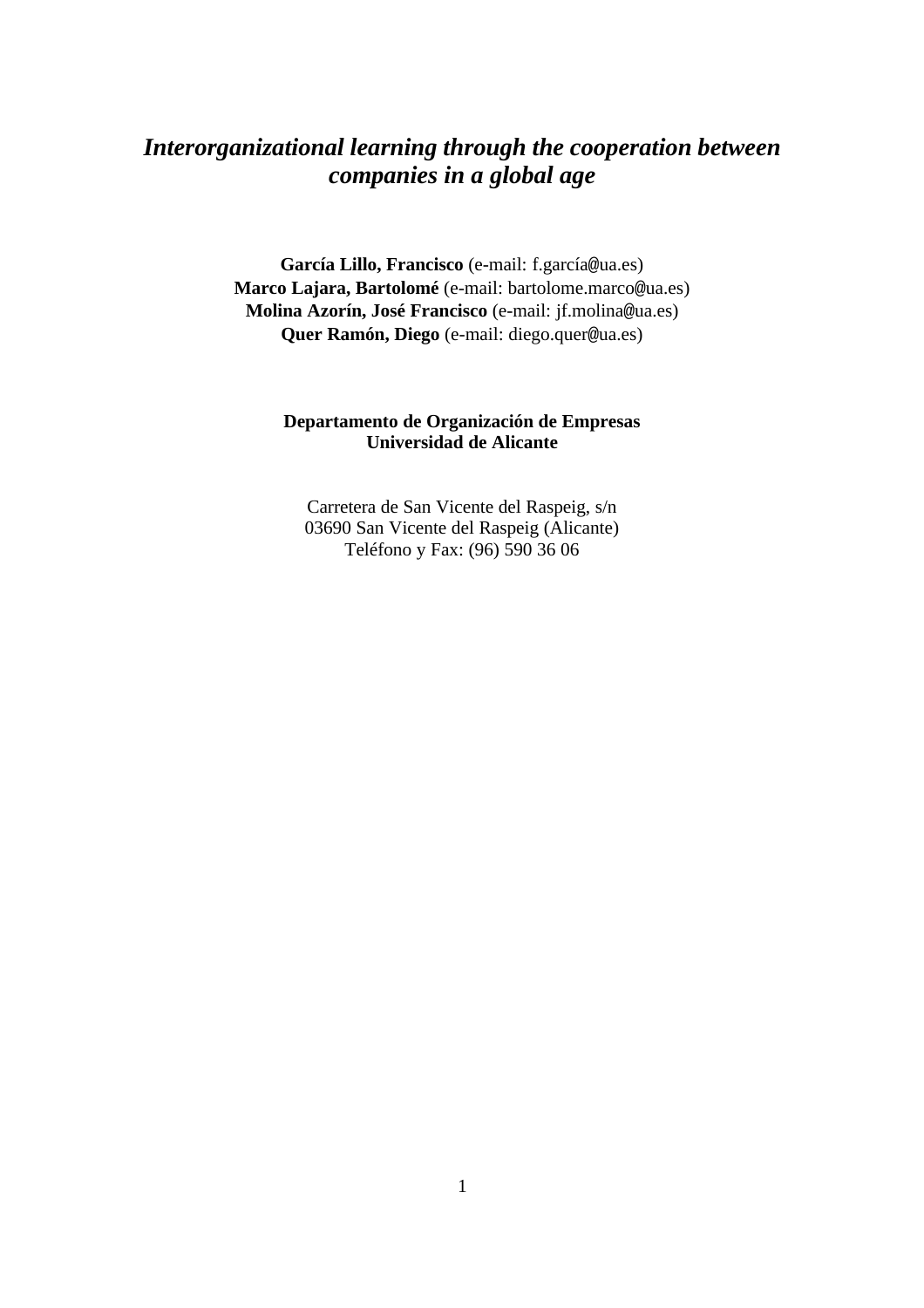# *Interorganizational learning through the cooperation between companies in a global age*

**García Lillo, Francisco** (e-mail: f.garcía@ua.es)
**Marco Lajara, Bartolomé** (e-mail: bartolome.marco@ua.es)
**Molina Azorín, José Francisco** (e-mail: jf.molina@ua.es)
**Quer Ramón, Diego** (e-mail: diego.quer@ua.es)

**Departamento de Organización de Empresas**
**Universidad de Alicante**

Carretera de San Vicente del Raspeig, s/n
03690 San Vicente del Raspeig (Alicante)
Teléfono y Fax: (96) 590 36 06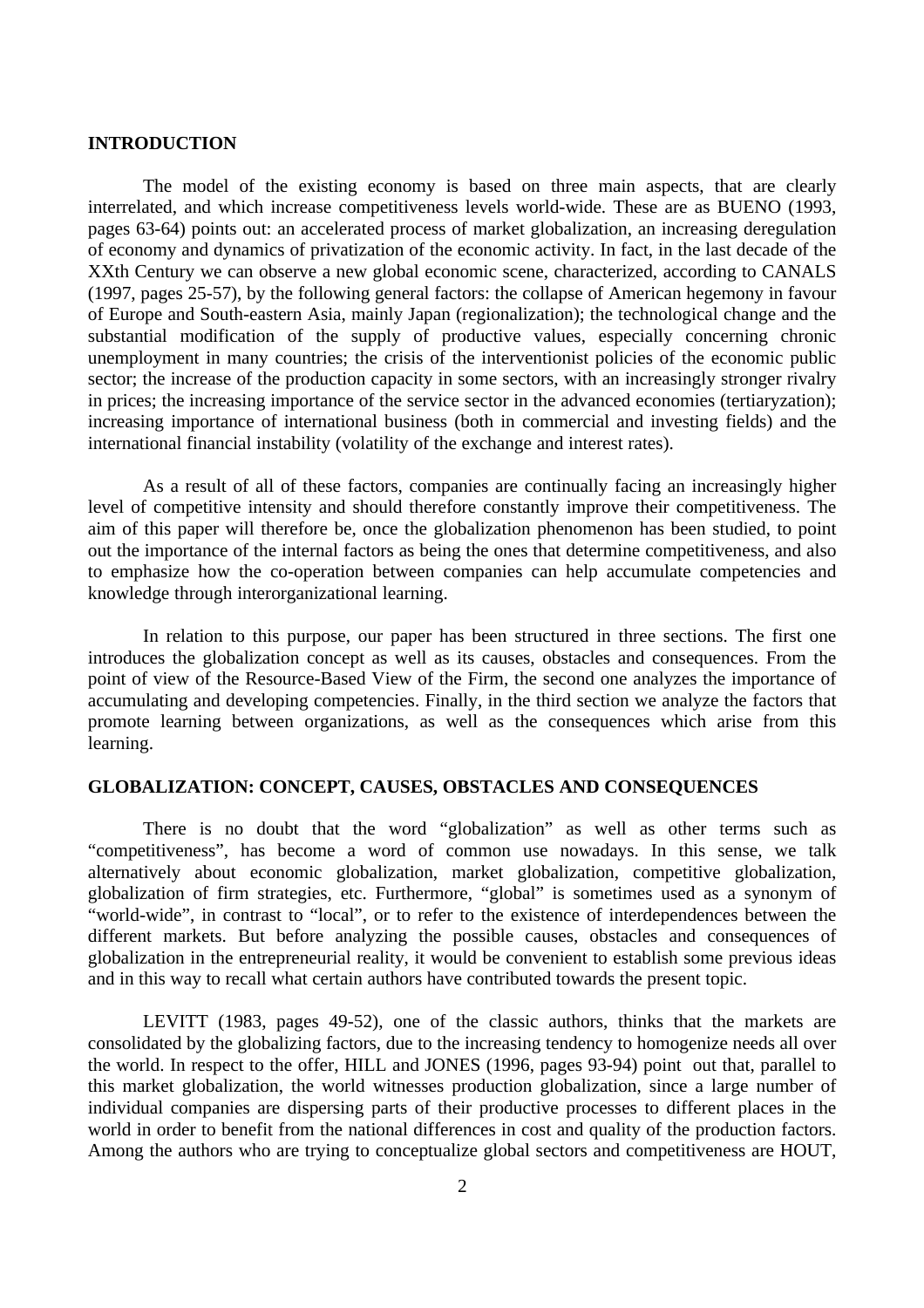## INTRODUCTION

The model of the existing economy is based on three main aspects, that are clearly interrelated, and which increase competitiveness levels world-wide. These are as BUENO (1993, pages 63-64) points out: an accelerated process of market globalization, an increasing deregulation of economy and dynamics of privatization of the economic activity. In fact, in the last decade of the XXth Century we can observe a new global economic scene, characterized, according to CANALS (1997, pages 25-57), by the following general factors: the collapse of American hegemony in favour of Europe and South-eastern Asia, mainly Japan (regionalization); the technological change and the substantial modification of the supply of productive values, especially concerning chronic unemployment in many countries; the crisis of the interventionist policies of the economic public sector; the increase of the production capacity in some sectors, with an increasingly stronger rivalry in prices; the increasing importance of the service sector in the advanced economies (tertiaryzation); increasing importance of international business (both in commercial and investing fields) and the international financial instability (volatility of the exchange and interest rates).

As a result of all of these factors, companies are continually facing an increasingly higher level of competitive intensity and should therefore constantly improve their competitiveness. The aim of this paper will therefore be, once the globalization phenomenon has been studied, to point out the importance of the internal factors as being the ones that determine competitiveness, and also to emphasize how the co-operation between companies can help accumulate competencies and knowledge through interorganizational learning.

In relation to this purpose, our paper has been structured in three sections. The first one introduces the globalization concept as well as its causes, obstacles and consequences. From the point of view of the Resource-Based View of the Firm, the second one analyzes the importance of accumulating and developing competencies. Finally, in the third section we analyze the factors that promote learning between organizations, as well as the consequences which arise from this learning.

## GLOBALIZATION: CONCEPT, CAUSES, OBSTACLES AND CONSEQUENCES

There is no doubt that the word "globalization" as well as other terms such as "competitiveness", has become a word of common use nowadays. In this sense, we talk alternatively about economic globalization, market globalization, competitive globalization, globalization of firm strategies, etc. Furthermore, "global" is sometimes used as a synonym of "world-wide", in contrast to "local", or to refer to the existence of interdependences between the different markets. But before analyzing the possible causes, obstacles and consequences of globalization in the entrepreneurial reality, it would be convenient to establish some previous ideas and in this way to recall what certain authors have contributed towards the present topic.

LEVITT (1983, pages 49-52), one of the classic authors, thinks that the markets are consolidated by the globalizing factors, due to the increasing tendency to homogenize needs all over the world. In respect to the offer, HILL and JONES (1996, pages 93-94) point out that, parallel to this market globalization, the world witnesses production globalization, since a large number of individual companies are dispersing parts of their productive processes to different places in the world in order to benefit from the national differences in cost and quality of the production factors. Among the authors who are trying to conceptualize global sectors and competitiveness are HOUT,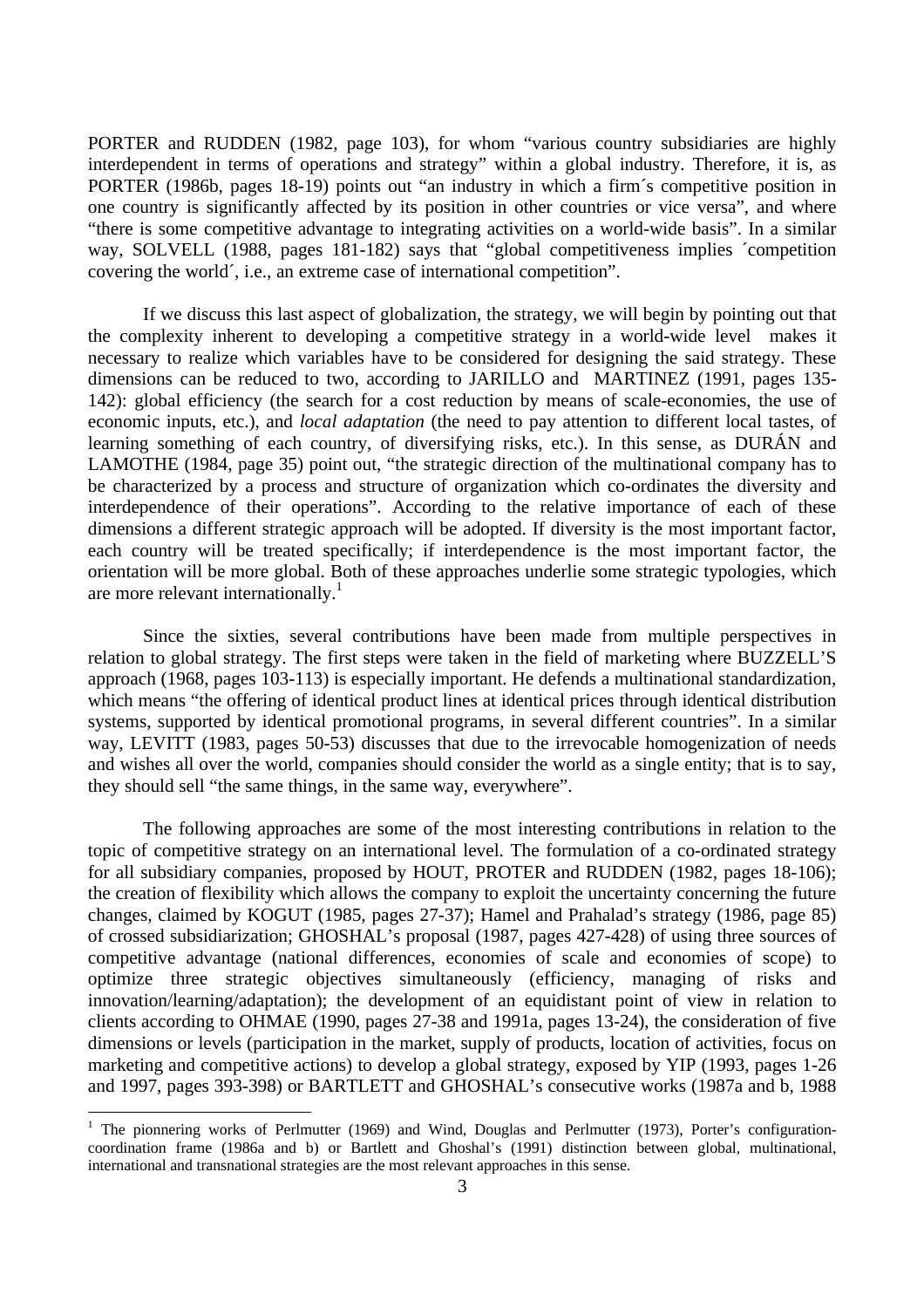PORTER and RUDDEN (1982, page 103), for whom “various country subsidiaries are highly interdependent in terms of operations and strategy” within a global industry. Therefore, it is, as PORTER (1986b, pages 18-19) points out “an industry in which a firm´s competitive position in one country is significantly affected by its position in other countries or vice versa”, and where “there is some competitive advantage to integrating activities on a world-wide basis”. In a similar way, SOLVELL (1988, pages 181-182) says that “global competitiveness implies ´competition covering the world´, i.e., an extreme case of international competition”.

If we discuss this last aspect of globalization, the strategy, we will begin by pointing out that the complexity inherent to developing a competitive strategy in a world-wide level makes it necessary to realize which variables have to be considered for designing the said strategy. These dimensions can be reduced to two, according to JARILLO and MARTINEZ (1991, pages 135-142): global efficiency (the search for a cost reduction by means of scale-economies, the use of economic inputs, etc.), and *local adaptation* (the need to pay attention to different local tastes, of learning something of each country, of diversifying risks, etc.). In this sense, as DURÁN and LAMOTHE (1984, page 35) point out, “the strategic direction of the multinational company has to be characterized by a process and structure of organization which co-ordinates the diversity and interdependence of their operations”. According to the relative importance of each of these dimensions a different strategic approach will be adopted. If diversity is the most important factor, each country will be treated specifically; if interdependence is the most important factor, the orientation will be more global. Both of these approaches underlie some strategic typologies, which are more relevant internationally.[1]

Since the sixties, several contributions have been made from multiple perspectives in relation to global strategy. The first steps were taken in the field of marketing where BUZZELL’S approach (1968, pages 103-113) is especially important. He defends a multinational standardization, which means “the offering of identical product lines at identical prices through identical distribution systems, supported by identical promotional programs, in several different countries”. In a similar way, LEVITT (1983, pages 50-53) discusses that due to the irrevocable homogenization of needs and wishes all over the world, companies should consider the world as a single entity; that is to say, they should sell “the same things, in the same way, everywhere”.

The following approaches are some of the most interesting contributions in relation to the topic of competitive strategy on an international level. The formulation of a co-ordinated strategy for all subsidiary companies, proposed by HOUT, PROTER and RUDDEN (1982, pages 18-106); the creation of flexibility which allows the company to exploit the uncertainty concerning the future changes, claimed by KOGUT (1985, pages 27-37); Hamel and Prahalad’s strategy (1986, page 85) of crossed subsidiarization; GHOSHAL’s proposal (1987, pages 427-428) of using three sources of competitive advantage (national differences, economies of scale and economies of scope) to optimize three strategic objectives simultaneously (efficiency, managing of risks and innovation/learning/adaptation); the development of an equidistant point of view in relation to clients according to OHMAE (1990, pages 27-38 and 1991a, pages 13-24), the consideration of five dimensions or levels (participation in the market, supply of products, location of activities, focus on marketing and competitive actions) to develop a global strategy, exposed by YIP (1993, pages 1-26 and 1997, pages 393-398) or BARTLETT and GHOSHAL’s consecutive works (1987a and b, 1988

[1] The pionnering works of Perlmutter (1969) and Wind, Douglas and Perlmutter (1973), Porter’s configuration-coordination frame (1986a and b) or Bartlett and Ghoshal’s (1991) distinction between global, multinational, international and transnational strategies are the most relevant approaches in this sense.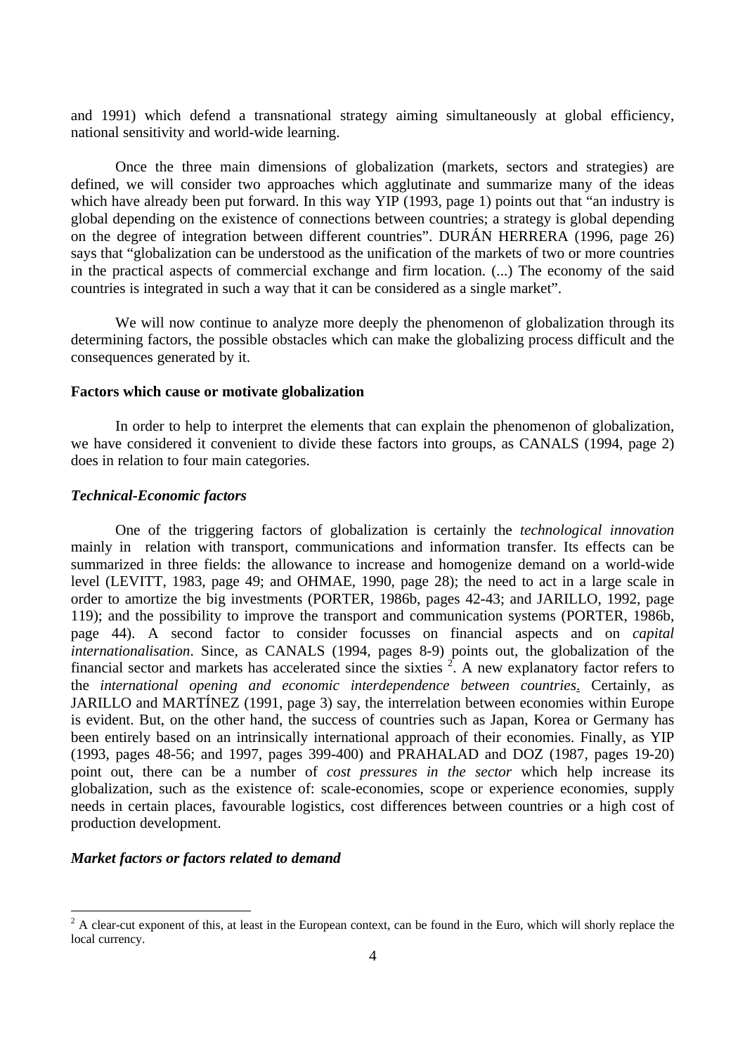and 1991) which defend a transnational strategy aiming simultaneously at global efficiency, national sensitivity and world-wide learning.

Once the three main dimensions of globalization (markets, sectors and strategies) are defined, we will consider two approaches which agglutinate and summarize many of the ideas which have already been put forward. In this way YIP (1993, page 1) points out that "an industry is global depending on the existence of connections between countries; a strategy is global depending on the degree of integration between different countries". DURÁN HERRERA (1996, page 26) says that "globalization can be understood as the unification of the markets of two or more countries in the practical aspects of commercial exchange and firm location. (...) The economy of the said countries is integrated in such a way that it can be considered as a single market".

We will now continue to analyze more deeply the phenomenon of globalization through its determining factors, the possible obstacles which can make the globalizing process difficult and the consequences generated by it.

**Factors which cause or motivate globalization**

In order to help to interpret the elements that can explain the phenomenon of globalization, we have considered it convenient to divide these factors into groups, as CANALS (1994, page 2) does in relation to four main categories.

***Technical-Economic factors***

One of the triggering factors of globalization is certainly the *technological innovation* mainly in relation with transport, communications and information transfer. Its effects can be summarized in three fields: the allowance to increase and homogenize demand on a world-wide level (LEVITT, 1983, page 49; and OHMAE, 1990, page 28); the need to act in a large scale in order to amortize the big investments (PORTER, 1986b, pages 42-43; and JARILLO, 1992, page 119); and the possibility to improve the transport and communication systems (PORTER, 1986b, page 44). A second factor to consider focusses on financial aspects and on *capital internationalisation*. Since, as CANALS (1994, pages 8-9) points out, the globalization of the financial sector and markets has accelerated since the sixties [2]. A new explanatory factor refers to the *international opening and economic interdependence between countries*. Certainly, as JARILLO and MARTÍNEZ (1991, page 3) say, the interrelation between economies within Europe is evident. But, on the other hand, the success of countries such as Japan, Korea or Germany has been entirely based on an intrinsically international approach of their economies. Finally, as YIP (1993, pages 48-56; and 1997, pages 399-400) and PRAHALAD and DOZ (1987, pages 19-20) point out, there can be a number of *cost pressures in the sector* which help increase its globalization, such as the existence of: scale-economies, scope or experience economies, supply needs in certain places, favourable logistics, cost differences between countries or a high cost of production development.

***Market factors or factors related to demand***

[2] A clear-cut exponent of this, at least in the European context, can be found in the Euro, which will shorly replace the local currency.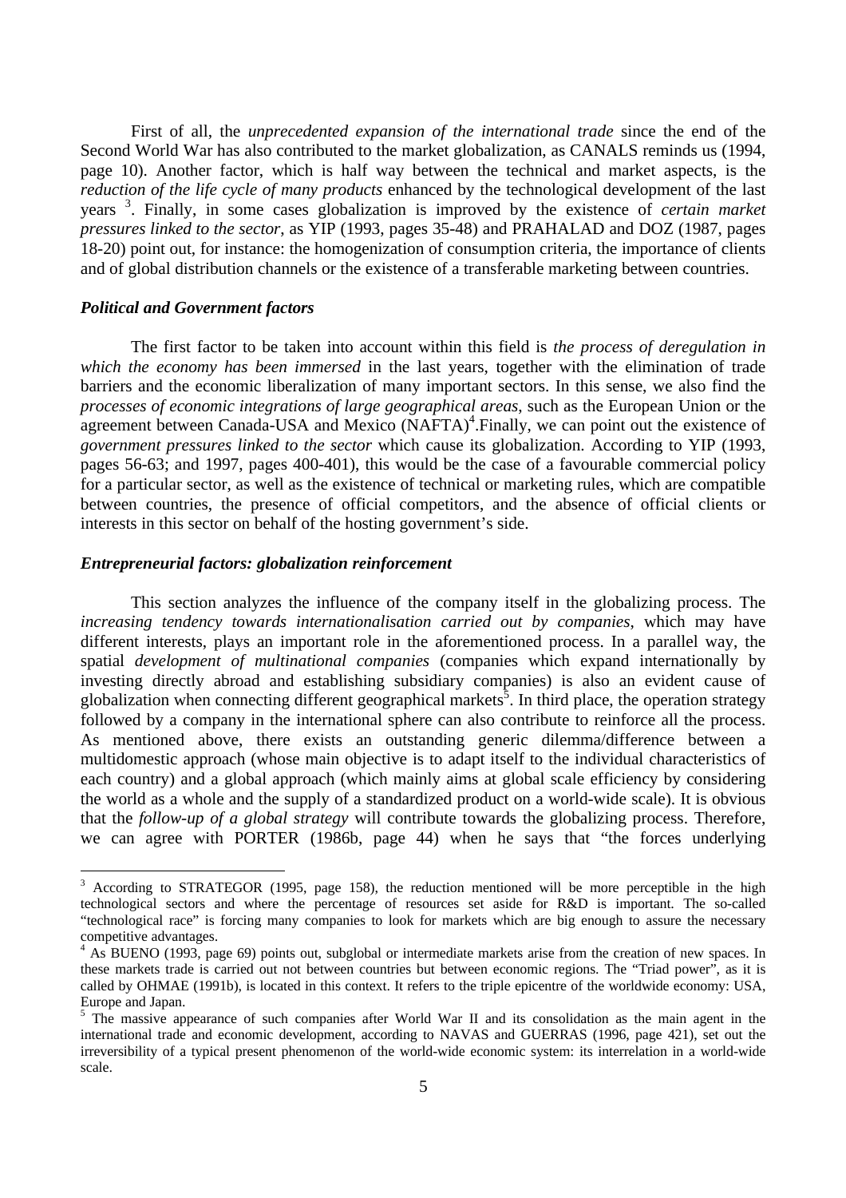First of all, the *unprecedented expansion of the international trade* since the end of the Second World War has also contributed to the market globalization, as CANALS reminds us (1994, page 10). Another factor, which is half way between the technical and market aspects, is the *reduction of the life cycle of many products* enhanced by the technological development of the last years [3]. Finally, in some cases globalization is improved by the existence of *certain market pressures linked to the sector*, as YIP (1993, pages 35-48) and PRAHALAD and DOZ (1987, pages 18-20) point out, for instance: the homogenization of consumption criteria, the importance of clients and of global distribution channels or the existence of a transferable marketing between countries.

### *Political and Government factors*

The first factor to be taken into account within this field is *the process of deregulation in which the economy has been immersed* in the last years, together with the elimination of trade barriers and the economic liberalization of many important sectors. In this sense, we also find the *processes of economic integrations of large geographical areas*, such as the European Union or the agreement between Canada-USA and Mexico (NAFTA)[4].Finally, we can point out the existence of *government pressures linked to the sector* which cause its globalization. According to YIP (1993, pages 56-63; and 1997, pages 400-401), this would be the case of a favourable commercial policy for a particular sector, as well as the existence of technical or marketing rules, which are compatible between countries, the presence of official competitors, and the absence of official clients or interests in this sector on behalf of the hosting government's side.

### *Entrepreneurial factors: globalization reinforcement*

This section analyzes the influence of the company itself in the globalizing process. The *increasing tendency towards internationalisation carried out by companies*, which may have different interests, plays an important role in the aforementioned process. In a parallel way, the spatial *development of multinational companies* (companies which expand internationally by investing directly abroad and establishing subsidiary companies) is also an evident cause of globalization when connecting different geographical markets[5]. In third place, the operation strategy followed by a company in the international sphere can also contribute to reinforce all the process. As mentioned above, there exists an outstanding generic dilemma/difference between a multidomestic approach (whose main objective is to adapt itself to the individual characteristics of each country) and a global approach (which mainly aims at global scale efficiency by considering the world as a whole and the supply of a standardized product on a world-wide scale). It is obvious that the *follow-up of a global strategy* will contribute towards the globalizing process. Therefore, we can agree with PORTER (1986b, page 44) when he says that "the forces underlying

---

[3] According to STRATEGOR (1995, page 158), the reduction mentioned will be more perceptible in the high technological sectors and where the percentage of resources set aside for R&D is important. The so-called "technological race" is forcing many companies to look for markets which are big enough to assure the necessary competitive advantages.

[4] As BUENO (1993, page 69) points out, subglobal or intermediate markets arise from the creation of new spaces. In these markets trade is carried out not between countries but between economic regions. The "Triad power", as it is called by OHMAE (1991b), is located in this context. It refers to the triple epicentre of the worldwide economy: USA, Europe and Japan.

[5] The massive appearance of such companies after World War II and its consolidation as the main agent in the international trade and economic development, according to NAVAS and GUERRAS (1996, page 421), set out the irreversibility of a typical present phenomenon of the world-wide economic system: its interrelation in a world-wide scale.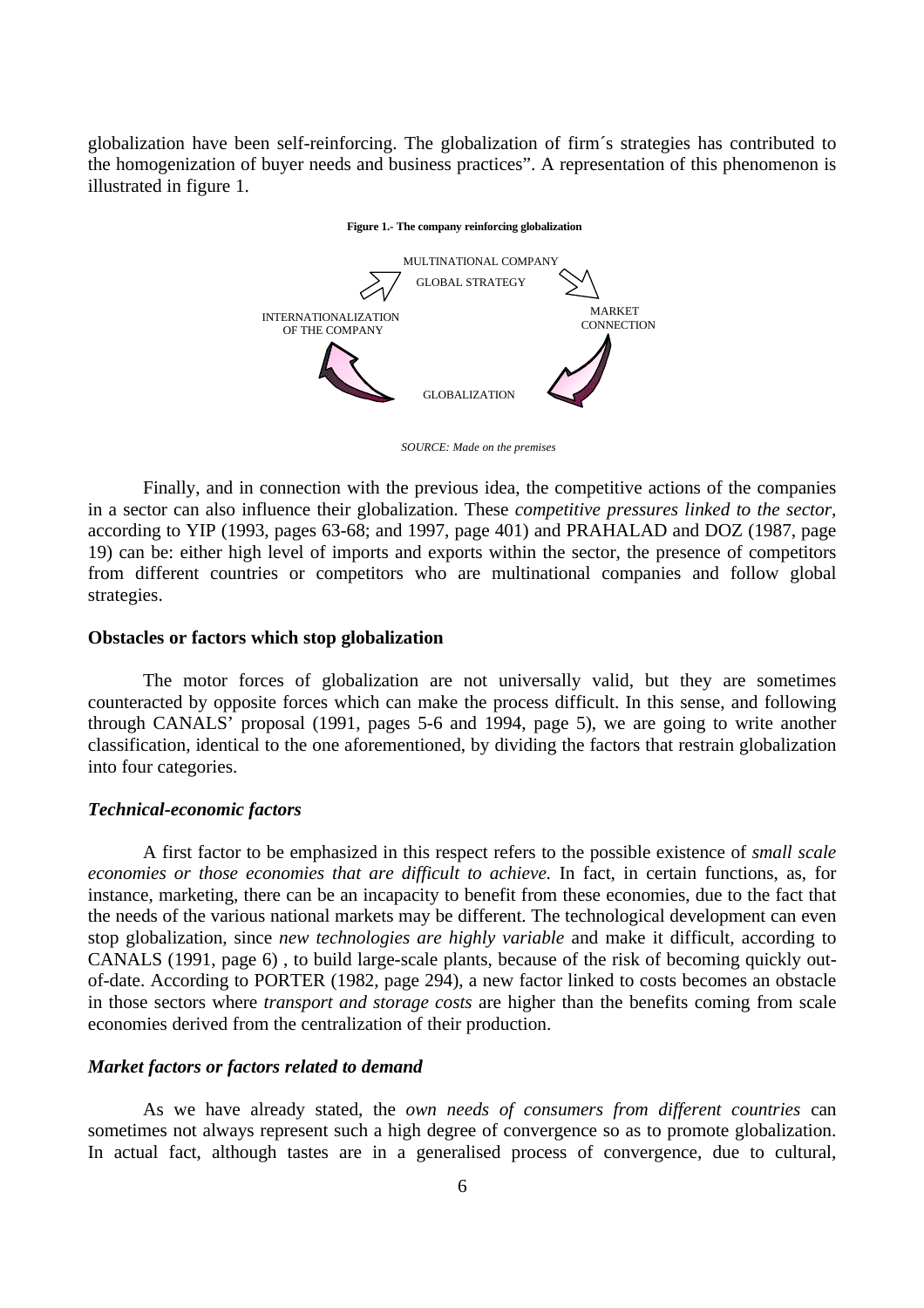globalization have been self-reinforcing. The globalization of firm´s strategies has contributed to the homogenization of buyer needs and business practices". A representation of this phenomenon is illustrated in figure 1.

**Figure 1.- The company reinforcing globalization**

MULTINATIONAL COMPANY
GLOBAL STRATEGY

MARKET CONNECTION

GLOBALIZATION

INTERNATIONALIZATION OF THE COMPANY

*SOURCE: Made on the premises*

Finally, and in connection with the previous idea, the competitive actions of the companies in a sector can also influence their globalization. These *competitive pressures linked to the sector*, according to YIP (1993, pages 63-68; and 1997, page 401) and PRAHALAD and DOZ (1987, page 19) can be: either high level of imports and exports within the sector, the presence of competitors from different countries or competitors who are multinational companies and follow global strategies.

**Obstacles or factors which stop globalization**

The motor forces of globalization are not universally valid, but they are sometimes counteracted by opposite forces which can make the process difficult. In this sense, and following through CANALS' proposal (1991, pages 5-6 and 1994, page 5), we are going to write another classification, identical to the one aforementioned, by dividing the factors that restrain globalization into four categories.

***Technical-economic factors***

A first factor to be emphasized in this respect refers to the possible existence of *small scale economies or those economies that are difficult to achieve.* In fact, in certain functions, as, for instance, marketing, there can be an incapacity to benefit from these economies, due to the fact that the needs of the various national markets may be different. The technological development can even stop globalization, since *new technologies are highly variable* and make it difficult, according to CANALS (1991, page 6) , to build large-scale plants, because of the risk of becoming quickly out-of-date. According to PORTER (1982, page 294), a new factor linked to costs becomes an obstacle in those sectors where *transport and storage costs* are higher than the benefits coming from scale economies derived from the centralization of their production.

***Market factors or factors related to demand***

As we have already stated, the *own needs of consumers from different countries* can sometimes not always represent such a high degree of convergence so as to promote globalization. In actual fact, although tastes are in a generalised process of convergence, due to cultural,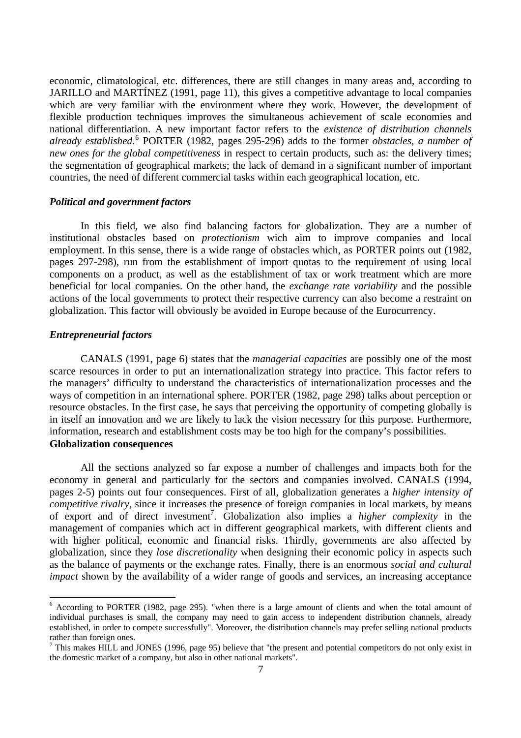economic, climatological, etc. differences, there are still changes in many areas and, according to JARILLO and MARTÍNEZ (1991, page 11), this gives a competitive advantage to local companies which are very familiar with the environment where they work. However, the development of flexible production techniques improves the simultaneous achievement of scale economies and national differentiation. A new important factor refers to the *existence of distribution channels already established*.[6] PORTER (1982, pages 295-296) adds to the former *obstacles*, *a number of new ones for the global competitiveness* in respect to certain products, such as: the delivery times; the segmentation of geographical markets; the lack of demand in a significant number of important countries, the need of different commercial tasks within each geographical location, etc.

### *Political and government factors*

In this field, we also find balancing factors for globalization. They are a number of institutional obstacles based on *protectionism* wich aim to improve companies and local employment. In this sense, there is a wide range of obstacles which, as PORTER points out (1982, pages 297-298), run from the establishment of import quotas to the requirement of using local components on a product, as well as the establishment of tax or work treatment which are more beneficial for local companies. On the other hand, the *exchange rate variability* and the possible actions of the local governments to protect their respective currency can also become a restraint on globalization. This factor will obviously be avoided in Europe because of the Eurocurrency.

### *Entrepreneurial factors*

CANALS (1991, page 6) states that the *managerial capacities* are possibly one of the most scarce resources in order to put an internationalization strategy into practice. This factor refers to the managers' difficulty to understand the characteristics of internationalization processes and the ways of competition in an international sphere. PORTER (1982, page 298) talks about perception or resource obstacles. In the first case, he says that perceiving the opportunity of competing globally is in itself an innovation and we are likely to lack the vision necessary for this purpose. Furthermore, information, research and establishment costs may be too high for the company's possibilities.

### **Globalization consequences**

All the sections analyzed so far expose a number of challenges and impacts both for the economy in general and particularly for the sectors and companies involved. CANALS (1994, pages 2-5) points out four consequences. First of all, globalization generates a *higher intensity of competitive rivalry*, since it increases the presence of foreign companies in local markets, by means of export and of direct investment[7]. Globalization also implies a *higher complexity* in the management of companies which act in different geographical markets, with different clients and with higher political, economic and financial risks. Thirdly, governments are also affected by globalization, since they *lose discretionality* when designing their economic policy in aspects such as the balance of payments or the exchange rates. Finally, there is an enormous *social and cultural impact* shown by the availability of a wider range of goods and services, an increasing acceptance

---

[6] According to PORTER (1982, page 295). "when there is a large amount of clients and when the total amount of individual purchases is small, the company may need to gain access to independent distribution channels, already established, in order to compete successfully". Moreover, the distribution channels may prefer selling national products rather than foreign ones.

[7] This makes HILL and JONES (1996, page 95) believe that "the present and potential competitors do not only exist in the domestic market of a company, but also in other national markets".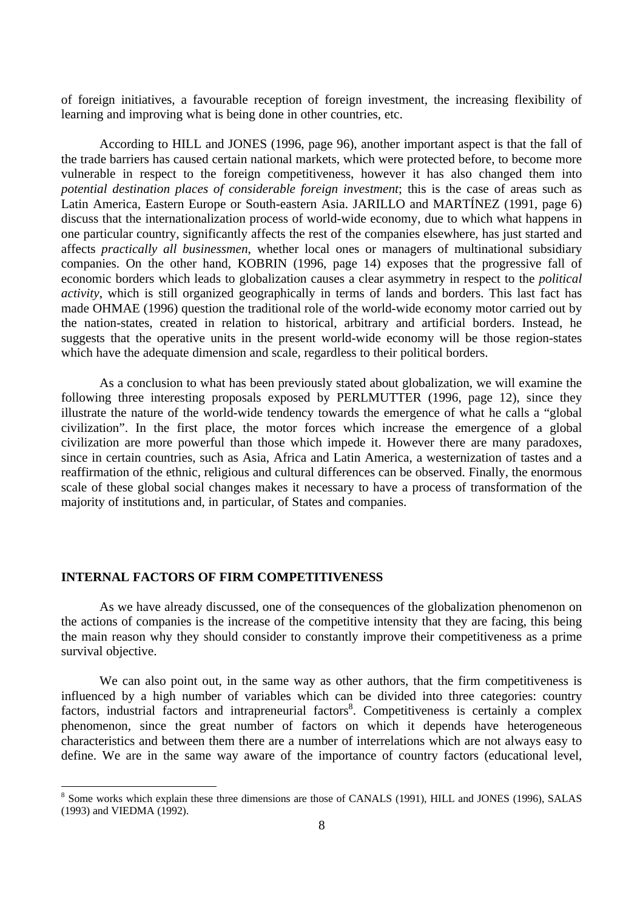of foreign initiatives, a favourable reception of foreign investment, the increasing flexibility of learning and improving what is being done in other countries, etc.

According to HILL and JONES (1996, page 96), another important aspect is that the fall of the trade barriers has caused certain national markets, which were protected before, to become more vulnerable in respect to the foreign competitiveness, however it has also changed them into *potential destination places of considerable foreign investment*; this is the case of areas such as Latin America, Eastern Europe or South-eastern Asia. JARILLO and MARTÍNEZ (1991, page 6) discuss that the internationalization process of world-wide economy, due to which what happens in one particular country, significantly affects the rest of the companies elsewhere, has just started and affects *practically all businessmen*, whether local ones or managers of multinational subsidiary companies. On the other hand, KOBRIN (1996, page 14) exposes that the progressive fall of economic borders which leads to globalization causes a clear asymmetry in respect to the *political activity*, which is still organized geographically in terms of lands and borders. This last fact has made OHMAE (1996) question the traditional role of the world-wide economy motor carried out by the nation-states, created in relation to historical, arbitrary and artificial borders. Instead, he suggests that the operative units in the present world-wide economy will be those region-states which have the adequate dimension and scale, regardless to their political borders.

As a conclusion to what has been previously stated about globalization, we will examine the following three interesting proposals exposed by PERLMUTTER (1996, page 12), since they illustrate the nature of the world-wide tendency towards the emergence of what he calls a "global civilization". In the first place, the motor forces which increase the emergence of a global civilization are more powerful than those which impede it. However there are many paradoxes, since in certain countries, such as Asia, Africa and Latin America, a westernization of tastes and a reaffirmation of the ethnic, religious and cultural differences can be observed. Finally, the enormous scale of these global social changes makes it necessary to have a process of transformation of the majority of institutions and, in particular, of States and companies.

## INTERNAL FACTORS OF FIRM COMPETITIVENESS

As we have already discussed, one of the consequences of the globalization phenomenon on the actions of companies is the increase of the competitive intensity that they are facing, this being the main reason why they should consider to constantly improve their competitiveness as a prime survival objective.

We can also point out, in the same way as other authors, that the firm competitiveness is influenced by a high number of variables which can be divided into three categories: country factors, industrial factors and intrapreneurial factors[8]. Competitiveness is certainly a complex phenomenon, since the great number of factors on which it depends have heterogeneous characteristics and between them there are a number of interrelations which are not always easy to define. We are in the same way aware of the importance of country factors (educational level,

[8] Some works which explain these three dimensions are those of CANALS (1991), HILL and JONES (1996), SALAS (1993) and VIEDMA (1992).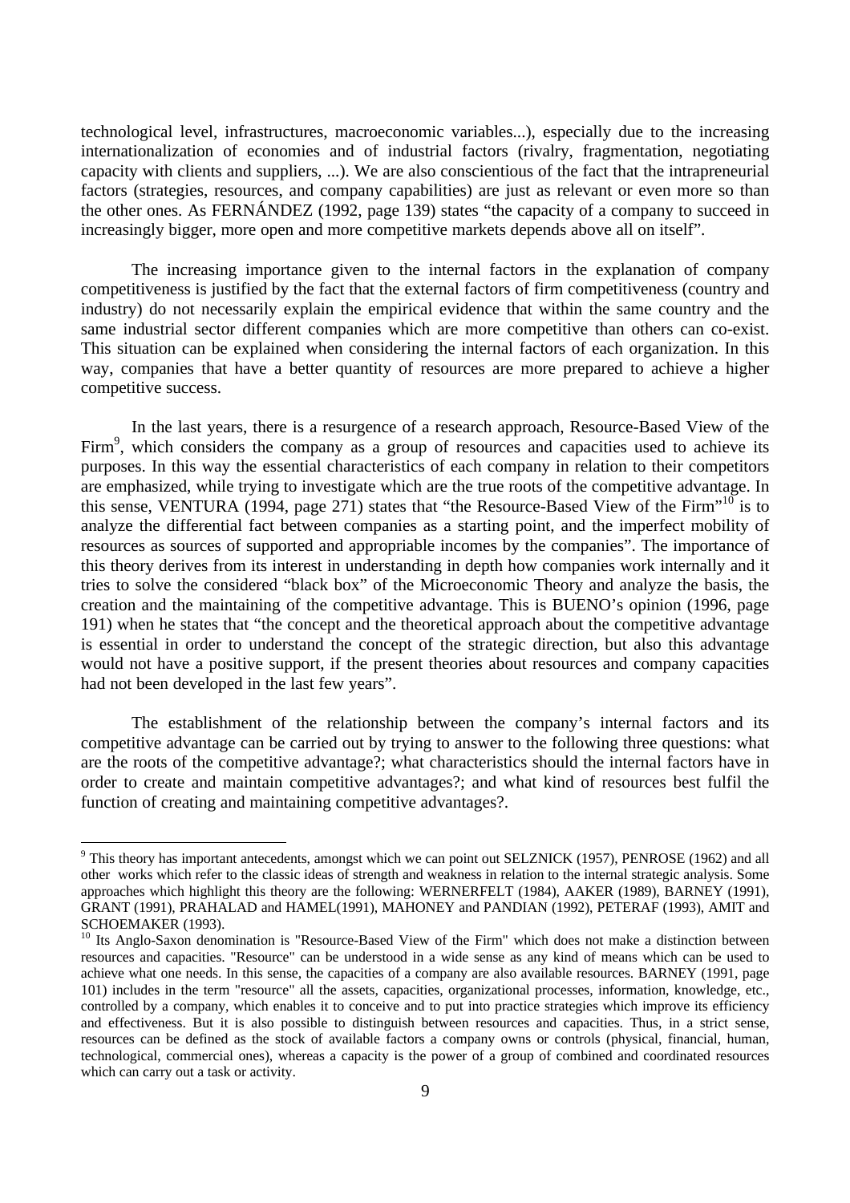technological level, infrastructures, macroeconomic variables...), especially due to the increasing internationalization of economies and of industrial factors (rivalry, fragmentation, negotiating capacity with clients and suppliers, ...). We are also conscientious of the fact that the intrapreneurial factors (strategies, resources, and company capabilities) are just as relevant or even more so than the other ones. As FERNÁNDEZ (1992, page 139) states "the capacity of a company to succeed in increasingly bigger, more open and more competitive markets depends above all on itself".

The increasing importance given to the internal factors in the explanation of company competitiveness is justified by the fact that the external factors of firm competitiveness (country and industry) do not necessarily explain the empirical evidence that within the same country and the same industrial sector different companies which are more competitive than others can co-exist. This situation can be explained when considering the internal factors of each organization. In this way, companies that have a better quantity of resources are more prepared to achieve a higher competitive success.

In the last years, there is a resurgence of a research approach, Resource-Based View of the Firm[9], which considers the company as a group of resources and capacities used to achieve its purposes. In this way the essential characteristics of each company in relation to their competitors are emphasized, while trying to investigate which are the true roots of the competitive advantage. In this sense, VENTURA (1994, page 271) states that "the Resource-Based View of the Firm"[10] is to analyze the differential fact between companies as a starting point, and the imperfect mobility of resources as sources of supported and appropriable incomes by the companies". The importance of this theory derives from its interest in understanding in depth how companies work internally and it tries to solve the considered "black box" of the Microeconomic Theory and analyze the basis, the creation and the maintaining of the competitive advantage. This is BUENO's opinion (1996, page 191) when he states that "the concept and the theoretical approach about the competitive advantage is essential in order to understand the concept of the strategic direction, but also this advantage would not have a positive support, if the present theories about resources and company capacities had not been developed in the last few years".

The establishment of the relationship between the company's internal factors and its competitive advantage can be carried out by trying to answer to the following three questions: what are the roots of the competitive advantage?; what characteristics should the internal factors have in order to create and maintain competitive advantages?; and what kind of resources best fulfil the function of creating and maintaining competitive advantages?.

---

[9] This theory has important antecedents, amongst which we can point out SELZNICK (1957), PENROSE (1962) and all other works which refer to the classic ideas of strength and weakness in relation to the internal strategic analysis. Some approaches which highlight this theory are the following: WERNERFELT (1984), AAKER (1989), BARNEY (1991), GRANT (1991), PRAHALAD and HAMEL(1991), MAHONEY and PANDIAN (1992), PETERAF (1993), AMIT and SCHOEMAKER (1993).

[10] Its Anglo-Saxon denomination is "Resource-Based View of the Firm" which does not make a distinction between resources and capacities. "Resource" can be understood in a wide sense as any kind of means which can be used to achieve what one needs. In this sense, the capacities of a company are also available resources. BARNEY (1991, page 101) includes in the term "resource" all the assets, capacities, organizational processes, information, knowledge, etc., controlled by a company, which enables it to conceive and to put into practice strategies which improve its efficiency and effectiveness. But it is also possible to distinguish between resources and capacities. Thus, in a strict sense, resources can be defined as the stock of available factors a company owns or controls (physical, financial, human, technological, commercial ones), whereas a capacity is the power of a group of combined and coordinated resources which can carry out a task or activity.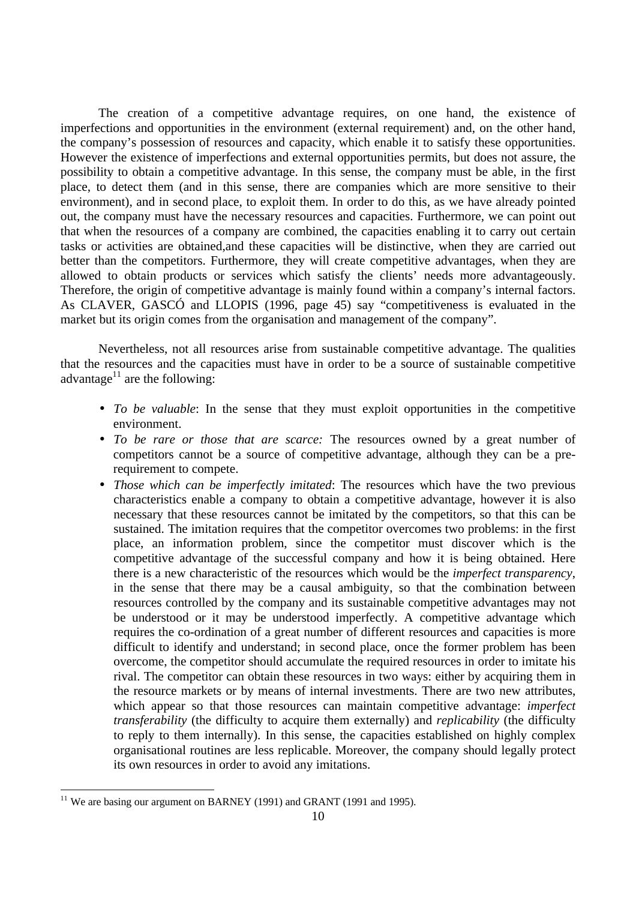The creation of a competitive advantage requires, on one hand, the existence of imperfections and opportunities in the environment (external requirement) and, on the other hand, the company's possession of resources and capacity, which enable it to satisfy these opportunities. However the existence of imperfections and external opportunities permits, but does not assure, the possibility to obtain a competitive advantage. In this sense, the company must be able, in the first place, to detect them (and in this sense, there are companies which are more sensitive to their environment), and in second place, to exploit them. In order to do this, as we have already pointed out, the company must have the necessary resources and capacities. Furthermore, we can point out that when the resources of a company are combined, the capacities enabling it to carry out certain tasks or activities are obtained,and these capacities will be distinctive, when they are carried out better than the competitors. Furthermore, they will create competitive advantages, when they are allowed to obtain products or services which satisfy the clients' needs more advantageously. Therefore, the origin of competitive advantage is mainly found within a company's internal factors. As CLAVER, GASCÓ and LLOPIS (1996, page 45) say "competitiveness is evaluated in the market but its origin comes from the organisation and management of the company".

Nevertheless, not all resources arise from sustainable competitive advantage. The qualities that the resources and the capacities must have in order to be a source of sustainable competitive advantage[11] are the following:

- *To be valuable*: In the sense that they must exploit opportunities in the competitive environment.
- *To be rare or those that are scarce:* The resources owned by a great number of competitors cannot be a source of competitive advantage, although they can be a pre-requirement to compete.
- *Those which can be imperfectly imitated*: The resources which have the two previous characteristics enable a company to obtain a competitive advantage, however it is also necessary that these resources cannot be imitated by the competitors, so that this can be sustained. The imitation requires that the competitor overcomes two problems: in the first place, an information problem, since the competitor must discover which is the competitive advantage of the successful company and how it is being obtained. Here there is a new characteristic of the resources which would be the *imperfect transparency*, in the sense that there may be a causal ambiguity, so that the combination between resources controlled by the company and its sustainable competitive advantages may not be understood or it may be understood imperfectly. A competitive advantage which requires the co-ordination of a great number of different resources and capacities is more difficult to identify and understand; in second place, once the former problem has been overcome, the competitor should accumulate the required resources in order to imitate his rival. The competitor can obtain these resources in two ways: either by acquiring them in the resource markets or by means of internal investments. There are two new attributes, which appear so that those resources can maintain competitive advantage: *imperfect transferability* (the difficulty to acquire them externally) and *replicability* (the difficulty to reply to them internally). In this sense, the capacities established on highly complex organisational routines are less replicable. Moreover, the company should legally protect its own resources in order to avoid any imitations.

[11] We are basing our argument on BARNEY (1991) and GRANT (1991 and 1995).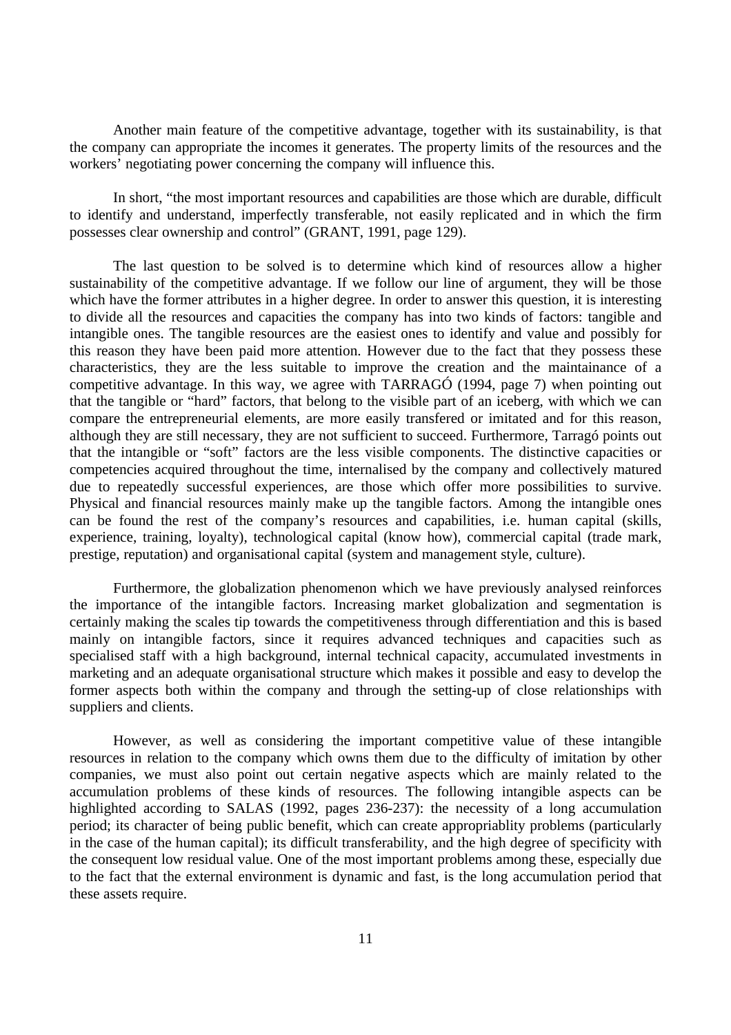Another main feature of the competitive advantage, together with its sustainability, is that the company can appropriate the incomes it generates. The property limits of the resources and the workers' negotiating power concerning the company will influence this.

In short, "the most important resources and capabilities are those which are durable, difficult to identify and understand, imperfectly transferable, not easily replicated and in which the firm possesses clear ownership and control" (GRANT, 1991, page 129).

The last question to be solved is to determine which kind of resources allow a higher sustainability of the competitive advantage. If we follow our line of argument, they will be those which have the former attributes in a higher degree. In order to answer this question, it is interesting to divide all the resources and capacities the company has into two kinds of factors: tangible and intangible ones. The tangible resources are the easiest ones to identify and value and possibly for this reason they have been paid more attention. However due to the fact that they possess these characteristics, they are the less suitable to improve the creation and the maintainance of a competitive advantage. In this way, we agree with TARRAGÓ (1994, page 7) when pointing out that the tangible or "hard" factors, that belong to the visible part of an iceberg, with which we can compare the entrepreneurial elements, are more easily transfered or imitated and for this reason, although they are still necessary, they are not sufficient to succeed. Furthermore, Tarragó points out that the intangible or "soft" factors are the less visible components. The distinctive capacities or competencies acquired throughout the time, internalised by the company and collectively matured due to repeatedly successful experiences, are those which offer more possibilities to survive. Physical and financial resources mainly make up the tangible factors. Among the intangible ones can be found the rest of the company's resources and capabilities, i.e. human capital (skills, experience, training, loyalty), technological capital (know how), commercial capital (trade mark, prestige, reputation) and organisational capital (system and management style, culture).

Furthermore, the globalization phenomenon which we have previously analysed reinforces the importance of the intangible factors. Increasing market globalization and segmentation is certainly making the scales tip towards the competitiveness through differentiation and this is based mainly on intangible factors, since it requires advanced techniques and capacities such as specialised staff with a high background, internal technical capacity, accumulated investments in marketing and an adequate organisational structure which makes it possible and easy to develop the former aspects both within the company and through the setting-up of close relationships with suppliers and clients.

However, as well as considering the important competitive value of these intangible resources in relation to the company which owns them due to the difficulty of imitation by other companies, we must also point out certain negative aspects which are mainly related to the accumulation problems of these kinds of resources. The following intangible aspects can be highlighted according to SALAS (1992, pages 236-237): the necessity of a long accumulation period; its character of being public benefit, which can create appropriablity problems (particularly in the case of the human capital); its difficult transferability, and the high degree of specificity with the consequent low residual value. One of the most important problems among these, especially due to the fact that the external environment is dynamic and fast, is the long accumulation period that these assets require.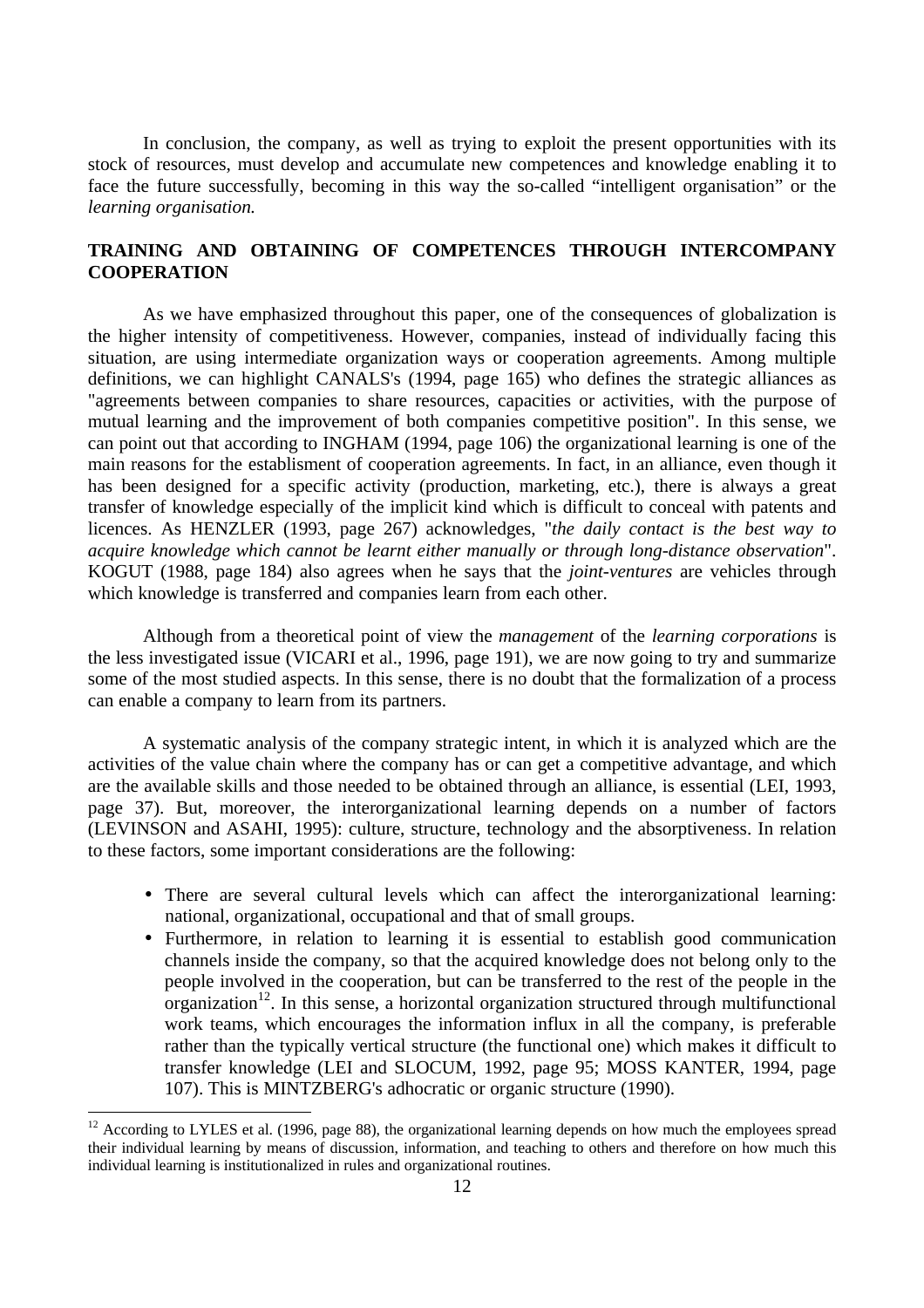In conclusion, the company, as well as trying to exploit the present opportunities with its stock of resources, must develop and accumulate new competences and knowledge enabling it to face the future successfully, becoming in this way the so-called "intelligent organisation" or the *learning organisation.*

## TRAINING AND OBTAINING OF COMPETENCES THROUGH INTERCOMPANY COOPERATION

As we have emphasized throughout this paper, one of the consequences of globalization is the higher intensity of competitiveness. However, companies, instead of individually facing this situation, are using intermediate organization ways or cooperation agreements. Among multiple definitions, we can highlight CANALS's (1994, page 165) who defines the strategic alliances as "agreements between companies to share resources, capacities or activities, with the purpose of mutual learning and the improvement of both companies competitive position". In this sense, we can point out that according to INGHAM (1994, page 106) the organizational learning is one of the main reasons for the establisment of cooperation agreements. In fact, in an alliance, even though it has been designed for a specific activity (production, marketing, etc.), there is always a great transfer of knowledge especially of the implicit kind which is difficult to conceal with patents and licences. As HENZLER (1993, page 267) acknowledges, "*the daily contact is the best way to acquire knowledge which cannot be learnt either manually or through long-distance observation*". KOGUT (1988, page 184) also agrees when he says that the *joint-ventures* are vehicles through which knowledge is transferred and companies learn from each other.

Although from a theoretical point of view the *management* of the *learning corporations* is the less investigated issue (VICARI et al., 1996, page 191), we are now going to try and summarize some of the most studied aspects. In this sense, there is no doubt that the formalization of a process can enable a company to learn from its partners.

A systematic analysis of the company strategic intent, in which it is analyzed which are the activities of the value chain where the company has or can get a competitive advantage, and which are the available skills and those needed to be obtained through an alliance, is essential (LEI, 1993, page 37). But, moreover, the interorganizational learning depends on a number of factors (LEVINSON and ASAHI, 1995): culture, structure, technology and the absorptiveness. In relation to these factors, some important considerations are the following:

- There are several cultural levels which can affect the interorganizational learning: national, organizational, occupational and that of small groups.
- Furthermore, in relation to learning it is essential to establish good communication channels inside the company, so that the acquired knowledge does not belong only to the people involved in the cooperation, but can be transferred to the rest of the people in the organization[12]. In this sense, a horizontal organization structured through multifunctional work teams, which encourages the information influx in all the company, is preferable rather than the typically vertical structure (the functional one) which makes it difficult to transfer knowledge (LEI and SLOCUM, 1992, page 95; MOSS KANTER, 1994, page 107). This is MINTZBERG's adhocratic or organic structure (1990).

[12] According to LYLES et al. (1996, page 88), the organizational learning depends on how much the employees spread their individual learning by means of discussion, information, and teaching to others and therefore on how much this individual learning is institutionalized in rules and organizational routines.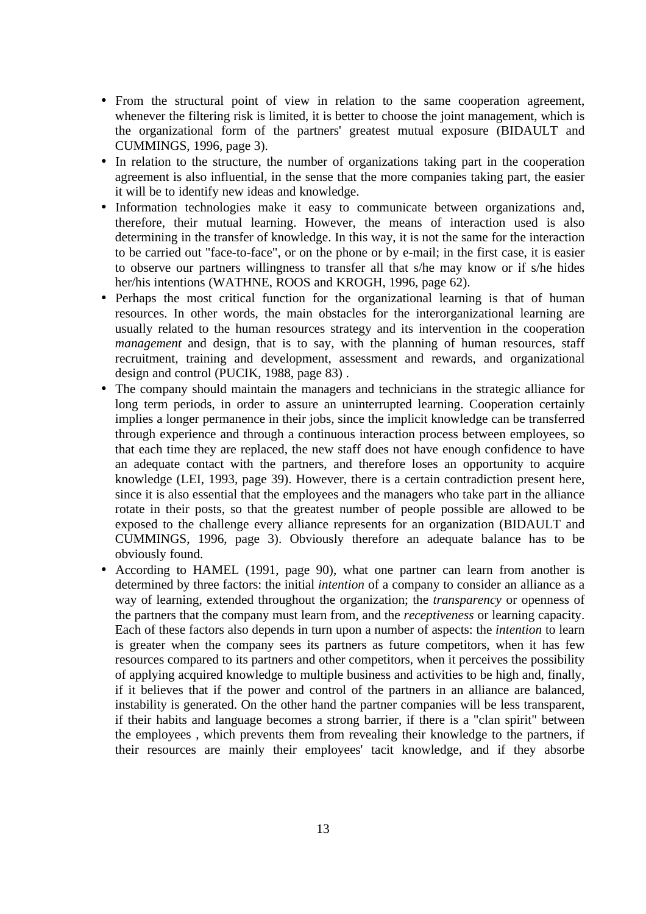- From the structural point of view in relation to the same cooperation agreement, whenever the filtering risk is limited, it is better to choose the joint management, which is the organizational form of the partners' greatest mutual exposure (BIDAULT and CUMMINGS, 1996, page 3).
- In relation to the structure, the number of organizations taking part in the cooperation agreement is also influential, in the sense that the more companies taking part, the easier it will be to identify new ideas and knowledge.
- Information technologies make it easy to communicate between organizations and, therefore, their mutual learning. However, the means of interaction used is also determining in the transfer of knowledge. In this way, it is not the same for the interaction to be carried out "face-to-face", or on the phone or by e-mail; in the first case, it is easier to observe our partners willingness to transfer all that s/he may know or if s/he hides her/his intentions (WATHNE, ROOS and KROGH, 1996, page 62).
- Perhaps the most critical function for the organizational learning is that of human resources. In other words, the main obstacles for the interorganizational learning are usually related to the human resources strategy and its intervention in the cooperation *management* and design, that is to say, with the planning of human resources, staff recruitment, training and development, assessment and rewards, and organizational design and control (PUCIK, 1988, page 83) .
- The company should maintain the managers and technicians in the strategic alliance for long term periods, in order to assure an uninterrupted learning. Cooperation certainly implies a longer permanence in their jobs, since the implicit knowledge can be transferred through experience and through a continuous interaction process between employees, so that each time they are replaced, the new staff does not have enough confidence to have an adequate contact with the partners, and therefore loses an opportunity to acquire knowledge (LEI, 1993, page 39). However, there is a certain contradiction present here, since it is also essential that the employees and the managers who take part in the alliance rotate in their posts, so that the greatest number of people possible are allowed to be exposed to the challenge every alliance represents for an organization (BIDAULT and CUMMINGS, 1996, page 3). Obviously therefore an adequate balance has to be obviously found.
- According to HAMEL (1991, page 90), what one partner can learn from another is determined by three factors: the initial *intention* of a company to consider an alliance as a way of learning, extended throughout the organization; the *transparency* or openness of the partners that the company must learn from, and the *receptiveness* or learning capacity. Each of these factors also depends in turn upon a number of aspects: the *intention* to learn is greater when the company sees its partners as future competitors, when it has few resources compared to its partners and other competitors, when it perceives the possibility of applying acquired knowledge to multiple business and activities to be high and, finally, if it believes that if the power and control of the partners in an alliance are balanced, instability is generated. On the other hand the partner companies will be less transparent, if their habits and language becomes a strong barrier, if there is a "clan spirit" between the employees , which prevents them from revealing their knowledge to the partners, if their resources are mainly their employees' tacit knowledge, and if they absorbe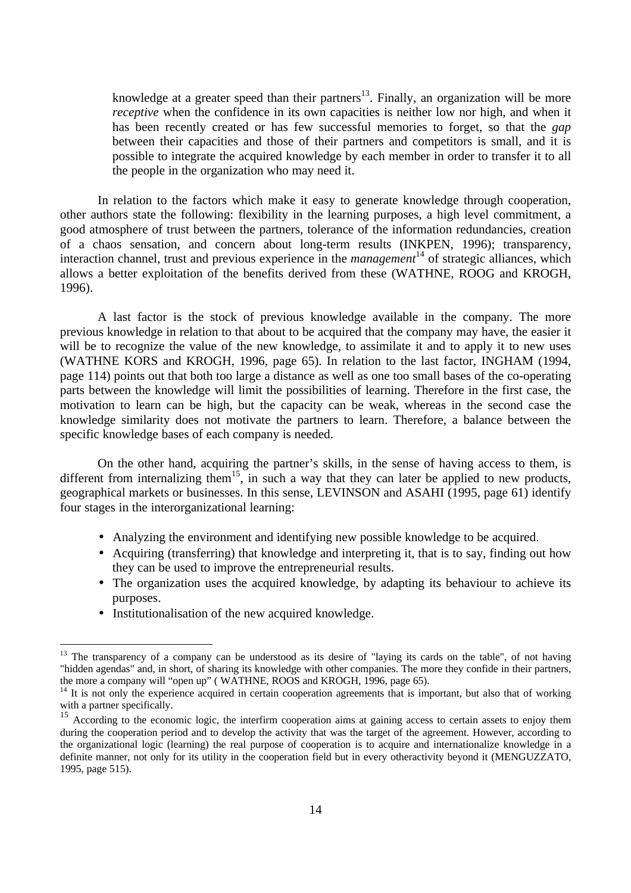knowledge at a greater speed than their partners[13]. Finally, an organization will be more *receptive* when the confidence in its own capacities is neither low nor high, and when it has been recently created or has few successful memories to forget, so that the *gap* between their capacities and those of their partners and competitors is small, and it is possible to integrate the acquired knowledge by each member in order to transfer it to all the people in the organization who may need it.

In relation to the factors which make it easy to generate knowledge through cooperation, other authors state the following: flexibility in the learning purposes, a high level commitment, a good atmosphere of trust between the partners, tolerance of the information redundancies, creation of a chaos sensation, and concern about long-term results (INKPEN, 1996); transparency, interaction channel, trust and previous experience in the *management*[14] of strategic alliances, which allows a better exploitation of the benefits derived from these (WATHNE, ROOG and KROGH, 1996).

A last factor is the stock of previous knowledge available in the company. The more previous knowledge in relation to that about to be acquired that the company may have, the easier it will be to recognize the value of the new knowledge, to assimilate it and to apply it to new uses (WATHNE KORS and KROGH, 1996, page 65). In relation to the last factor, INGHAM (1994, page 114) points out that both too large a distance as well as one too small bases of the co-operating parts between the knowledge will limit the possibilities of learning. Therefore in the first case, the motivation to learn can be high, but the capacity can be weak, whereas in the second case the knowledge similarity does not motivate the partners to learn. Therefore, a balance between the specific knowledge bases of each company is needed.

On the other hand, acquiring the partner's skills, in the sense of having access to them, is different from internalizing them[15], in such a way that they can later be applied to new products, geographical markets or businesses. In this sense, LEVINSON and ASAHI (1995, page 61) identify four stages in the interorganizational learning:

- Analyzing the environment and identifying new possible knowledge to be acquired.
- Acquiring (transferring) that knowledge and interpreting it, that is to say, finding out how they can be used to improve the entrepreneurial results.
- The organization uses the acquired knowledge, by adapting its behaviour to achieve its purposes.
- Institutionalisation of the new acquired knowledge.

---

[13] The transparency of a company can be understood as its desire of "laying its cards on the table", of not having "hidden agendas" and, in short, of sharing its knowledge with other companies. The more they confide in their partners, the more a company will "open up" ( WATHNE, ROOS and KROGH, 1996, page 65).

[14] It is not only the experience acquired in certain cooperation agreements that is important, but also that of working with a partner specifically.

[15] According to the economic logic, the interfirm cooperation aims at gaining access to certain assets to enjoy them during the cooperation period and to develop the activity that was the target of the agreement. However, according to the organizational logic (learning) the real purpose of cooperation is to acquire and internationalize knowledge in a definite manner, not only for its utility in the cooperation field but in every otheractivity beyond it (MENGUZZATO, 1995, page 515).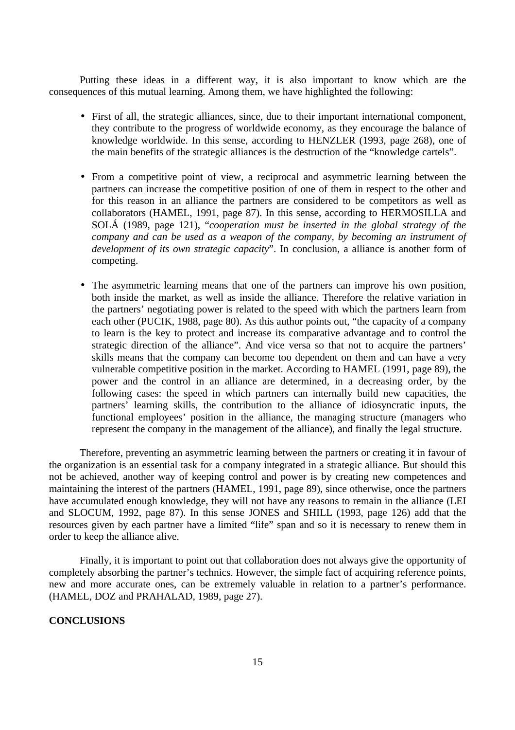Putting these ideas in a different way, it is also important to know which are the consequences of this mutual learning. Among them, we have highlighted the following:

- First of all, the strategic alliances, since, due to their important international component, they contribute to the progress of worldwide economy, as they encourage the balance of knowledge worldwide. In this sense, according to HENZLER (1993, page 268), one of the main benefits of the strategic alliances is the destruction of the "knowledge cartels".

- From a competitive point of view, a reciprocal and asymmetric learning between the partners can increase the competitive position of one of them in respect to the other and for this reason in an alliance the partners are considered to be competitors as well as collaborators (HAMEL, 1991, page 87). In this sense, according to HERMOSILLA and SOLÁ (1989, page 121), "*cooperation must be inserted in the global strategy of the company and can be used as a weapon of the company, by becoming an instrument of development of its own strategic capacity*". In conclusion, a alliance is another form of competing.

- The asymmetric learning means that one of the partners can improve his own position, both inside the market, as well as inside the alliance. Therefore the relative variation in the partners' negotiating power is related to the speed with which the partners learn from each other (PUCIK, 1988, page 80). As this author points out, "the capacity of a company to learn is the key to protect and increase its comparative advantage and to control the strategic direction of the alliance". And vice versa so that not to acquire the partners' skills means that the company can become too dependent on them and can have a very vulnerable competitive position in the market. According to HAMEL (1991, page 89), the power and the control in an alliance are determined, in a decreasing order, by the following cases: the speed in which partners can internally build new capacities, the partners' learning skills, the contribution to the alliance of idiosyncratic inputs, the functional employees' position in the alliance, the managing structure (managers who represent the company in the management of the alliance), and finally the legal structure.

Therefore, preventing an asymmetric learning between the partners or creating it in favour of the organization is an essential task for a company integrated in a strategic alliance. But should this not be achieved, another way of keeping control and power is by creating new competences and maintaining the interest of the partners (HAMEL, 1991, page 89), since otherwise, once the partners have accumulated enough knowledge, they will not have any reasons to remain in the alliance (LEI and SLOCUM, 1992, page 87). In this sense JONES and SHILL (1993, page 126) add that the resources given by each partner have a limited "life" span and so it is necessary to renew them in order to keep the alliance alive.

Finally, it is important to point out that collaboration does not always give the opportunity of completely absorbing the partner's technics. However, the simple fact of acquiring reference points, new and more accurate ones, can be extremely valuable in relation to a partner's performance. (HAMEL, DOZ and PRAHALAD, 1989, page 27).

**CONCLUSIONS**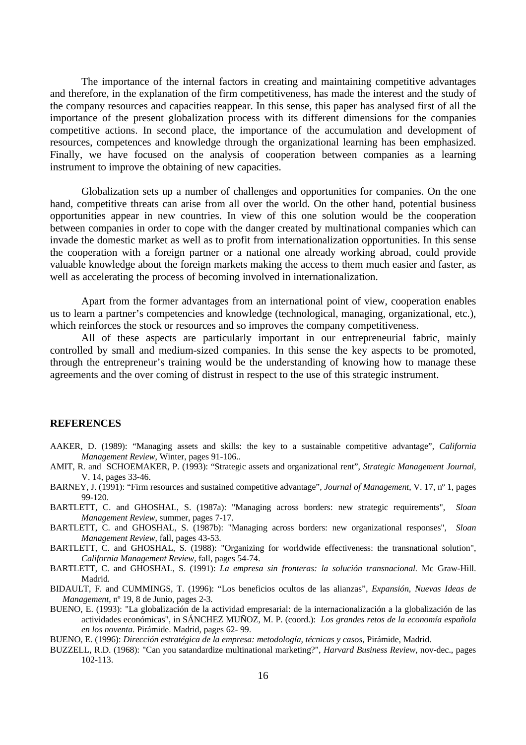The importance of the internal factors in creating and maintaining competitive advantages and therefore, in the explanation of the firm competitiveness, has made the interest and the study of the company resources and capacities reappear. In this sense, this paper has analysed first of all the importance of the present globalization process with its different dimensions for the companies competitive actions. In second place, the importance of the accumulation and development of resources, competences and knowledge through the organizational learning has been emphasized. Finally, we have focused on the analysis of cooperation between companies as a learning instrument to improve the obtaining of new capacities.

Globalization sets up a number of challenges and opportunities for companies. On the one hand, competitive threats can arise from all over the world. On the other hand, potential business opportunities appear in new countries. In view of this one solution would be the cooperation between companies in order to cope with the danger created by multinational companies which can invade the domestic market as well as to profit from internationalization opportunities. In this sense the cooperation with a foreign partner or a national one already working abroad, could provide valuable knowledge about the foreign markets making the access to them much easier and faster, as well as accelerating the process of becoming involved in internationalization.

Apart from the former advantages from an international point of view, cooperation enables us to learn a partner's competencies and knowledge (technological, managing, organizational, etc.), which reinforces the stock or resources and so improves the company competitiveness.

All of these aspects are particularly important in our entrepreneurial fabric, mainly controlled by small and medium-sized companies. In this sense the key aspects to be promoted, through the entrepreneur's training would be the understanding of knowing how to manage these agreements and the over coming of distrust in respect to the use of this strategic instrument.

## REFERENCES

AAKER, D. (1989): "Managing assets and skills: the key to a sustainable competitive advantage", *California Management Review*, Winter, pages 91-106..

AMIT, R. and SCHOEMAKER, P. (1993): "Strategic assets and organizational rent", *Strategic Management Journal*, V. 14, pages 33-46.

BARNEY, J. (1991): "Firm resources and sustained competitive advantage", *Journal of Management*, V. 17, nº 1, pages 99-120.

BARTLETT, C. and GHOSHAL, S. (1987a): "Managing across borders: new strategic requirements", *Sloan Management Review*, summer, pages 7-17.

BARTLETT, C. and GHOSHAL, S. (1987b): "Managing across borders: new organizational responses", *Sloan Management Review*, fall, pages 43-53.

BARTLETT, C. and GHOSHAL, S. (1988): "Organizing for worldwide effectiveness: the transnational solution", *California Management Review*, fall, pages 54-74.

BARTLETT, C. and GHOSHAL, S. (1991): *La empresa sin fronteras: la solución transnacional.* Mc Graw-Hill. Madrid.

BIDAULT, F. and CUMMINGS, T. (1996): "Los beneficios ocultos de las alianzas", *Expansión, Nuevas Ideas de Management*, nº 19, 8 de Junio, pages 2-3.

BUENO, E. (1993): "La globalización de la actividad empresarial: de la internacionalización a la globalización de las actividades económicas", in SÁNCHEZ MUÑOZ, M. P. (coord.): *Los grandes retos de la economía española en los noventa.* Pirámide. Madrid, pages 62- 99.

BUENO, E. (1996): *Dirección estratégica de la empresa: metodología, técnicas y casos,* Pirámide, Madrid.

BUZZELL, R.D. (1968): "Can you satandardize multinational marketing?", *Harvard Business Review*, nov-dec., pages 102-113.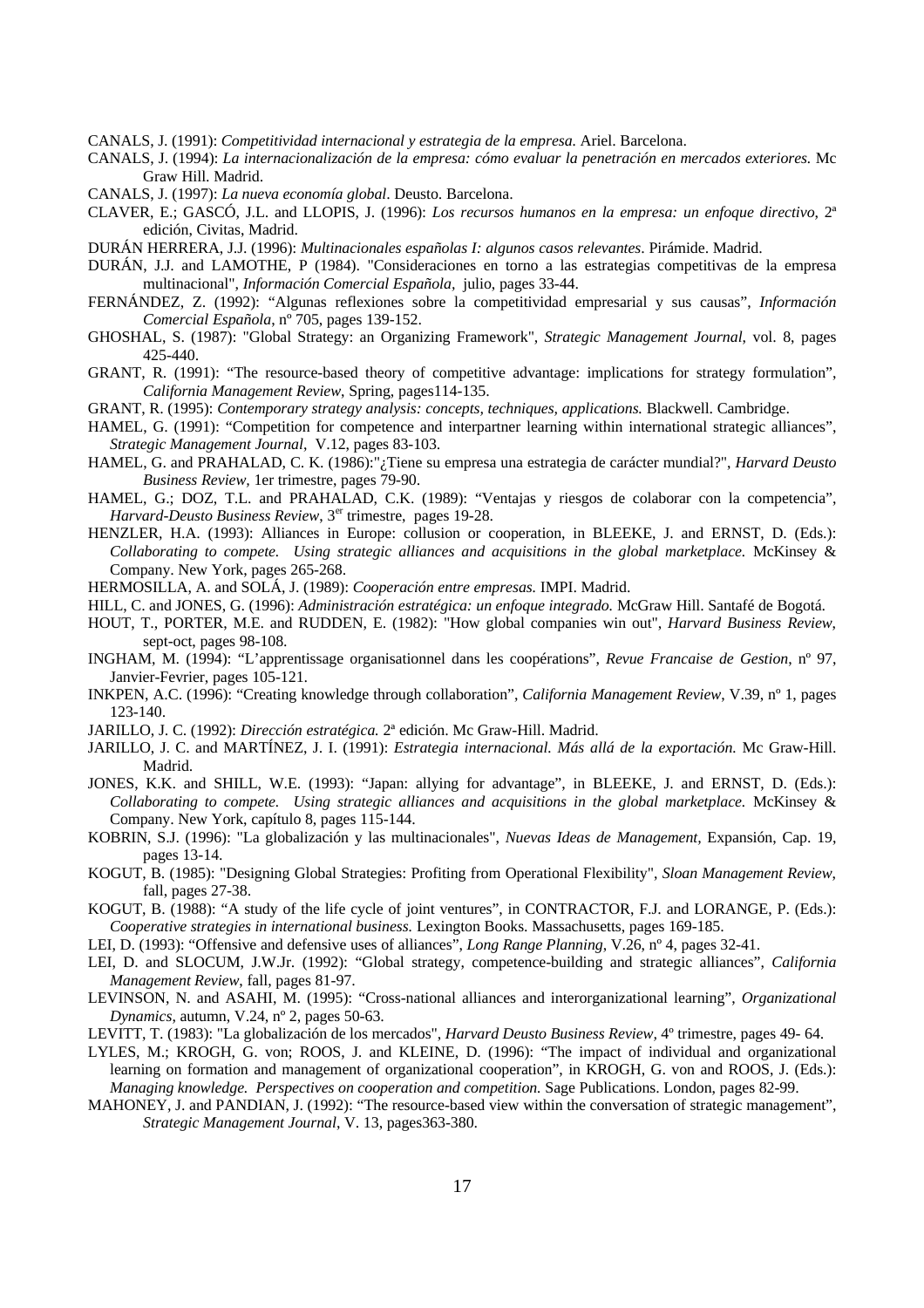CANALS, J. (1991): *Competitividad internacional y estrategia de la empresa.* Ariel. Barcelona.

CANALS, J. (1994): *La internacionalización de la empresa: cómo evaluar la penetración en mercados exteriores.* Mc Graw Hill. Madrid.

CANALS, J. (1997): *La nueva economía global*. Deusto. Barcelona.

CLAVER, E.; GASCÓ, J.L. and LLOPIS, J. (1996): *Los recursos humanos en la empresa: un enfoque directivo*, 2ª edición, Civitas, Madrid.

DURÁN HERRERA, J.J. (1996): *Multinacionales españolas I: algunos casos relevantes*. Pirámide. Madrid.

DURÁN, J.J. and LAMOTHE, P (1984). "Consideraciones en torno a las estrategias competitivas de la empresa multinacional", *Información Comercial Española*, julio, pages 33-44.

FERNÁNDEZ, Z. (1992): "Algunas reflexiones sobre la competitividad empresarial y sus causas", *Información Comercial Española*, nº 705, pages 139-152.

GHOSHAL, S. (1987): "Global Strategy: an Organizing Framework", *Strategic Management Journal*, vol. 8, pages 425-440.

GRANT, R. (1991): "The resource-based theory of competitive advantage: implications for strategy formulation", *California Management Review*, Spring, pages114-135.

GRANT, R. (1995): *Contemporary strategy analysis: concepts, techniques, applications.* Blackwell. Cambridge.

HAMEL, G. (1991): "Competition for competence and interpartner learning within international strategic alliances", *Strategic Management Journal*, V.12, pages 83-103.

HAMEL, G. and PRAHALAD, C. K. (1986):"¿Tiene su empresa una estrategia de carácter mundial?", *Harvard Deusto Business Review*, 1er trimestre, pages 79-90.

HAMEL, G.; DOZ, T.L. and PRAHALAD, C.K. (1989): "Ventajas y riesgos de colaborar con la competencia", *Harvard-Deusto Business Review*, 3er trimestre, pages 19-28.

HENZLER, H.A. (1993): Alliances in Europe: collusion or cooperation, in BLEEKE, J. and ERNST, D. (Eds.): *Collaborating to compete. Using strategic alliances and acquisitions in the global marketplace.* McKinsey & Company. New York, pages 265-268.

HERMOSILLA, A. and SOLÁ, J. (1989): *Cooperación entre empresas.* IMPI. Madrid.

HILL, C. and JONES, G. (1996): *Administración estratégica: un enfoque integrado.* McGraw Hill. Santafé de Bogotá.

HOUT, T., PORTER, M.E. and RUDDEN, E. (1982): "How global companies win out", *Harvard Business Review*, sept-oct, pages 98-108.

INGHAM, M. (1994): "L'apprentissage organisationnel dans les coopérations", *Revue Francaise de Gestion*, nº 97, Janvier-Fevrier, pages 105-121.

INKPEN, A.C. (1996): "Creating knowledge through collaboration", *California Management Review*, V.39, nº 1, pages 123-140.

JARILLO, J. C. (1992): *Dirección estratégica.* 2ª edición. Mc Graw-Hill. Madrid.

JARILLO, J. C. and MARTÍNEZ, J. I. (1991): *Estrategia internacional. Más allá de la exportación.* Mc Graw-Hill. Madrid.

JONES, K.K. and SHILL, W.E. (1993): "Japan: allying for advantage", in BLEEKE, J. and ERNST, D. (Eds.): *Collaborating to compete. Using strategic alliances and acquisitions in the global marketplace.* McKinsey & Company. New York, capítulo 8, pages 115-144.

KOBRIN, S.J. (1996): "La globalización y las multinacionales", *Nuevas Ideas de Management*, Expansión, Cap. 19, pages 13-14.

KOGUT, B. (1985): "Designing Global Strategies: Profiting from Operational Flexibility", *Sloan Management Review*, fall, pages 27-38.

KOGUT, B. (1988): "A study of the life cycle of joint ventures", in CONTRACTOR, F.J. and LORANGE, P. (Eds.): *Cooperative strategies in international business.* Lexington Books. Massachusetts, pages 169-185.

LEI, D. (1993): "Offensive and defensive uses of alliances", *Long Range Planning*, V.26, nº 4, pages 32-41.

LEI, D. and SLOCUM, J.W.Jr. (1992): "Global strategy, competence-building and strategic alliances", *California Management Review*, fall, pages 81-97.

LEVINSON, N. and ASAHI, M. (1995): "Cross-national alliances and interorganizational learning", *Organizational Dynamics*, autumn, V.24, nº 2, pages 50-63.

LEVITT, T. (1983): "La globalización de los mercados", *Harvard Deusto Business Review*, 4º trimestre, pages 49- 64.

LYLES, M.; KROGH, G. von; ROOS, J. and KLEINE, D. (1996): "The impact of individual and organizational learning on formation and management of organizational cooperation", in KROGH, G. von and ROOS, J. (Eds.): *Managing knowledge. Perspectives on cooperation and competition.* Sage Publications. London, pages 82-99.

MAHONEY, J. and PANDIAN, J. (1992): "The resource-based view within the conversation of strategic management", *Strategic Management Journal*, V. 13, pages363-380.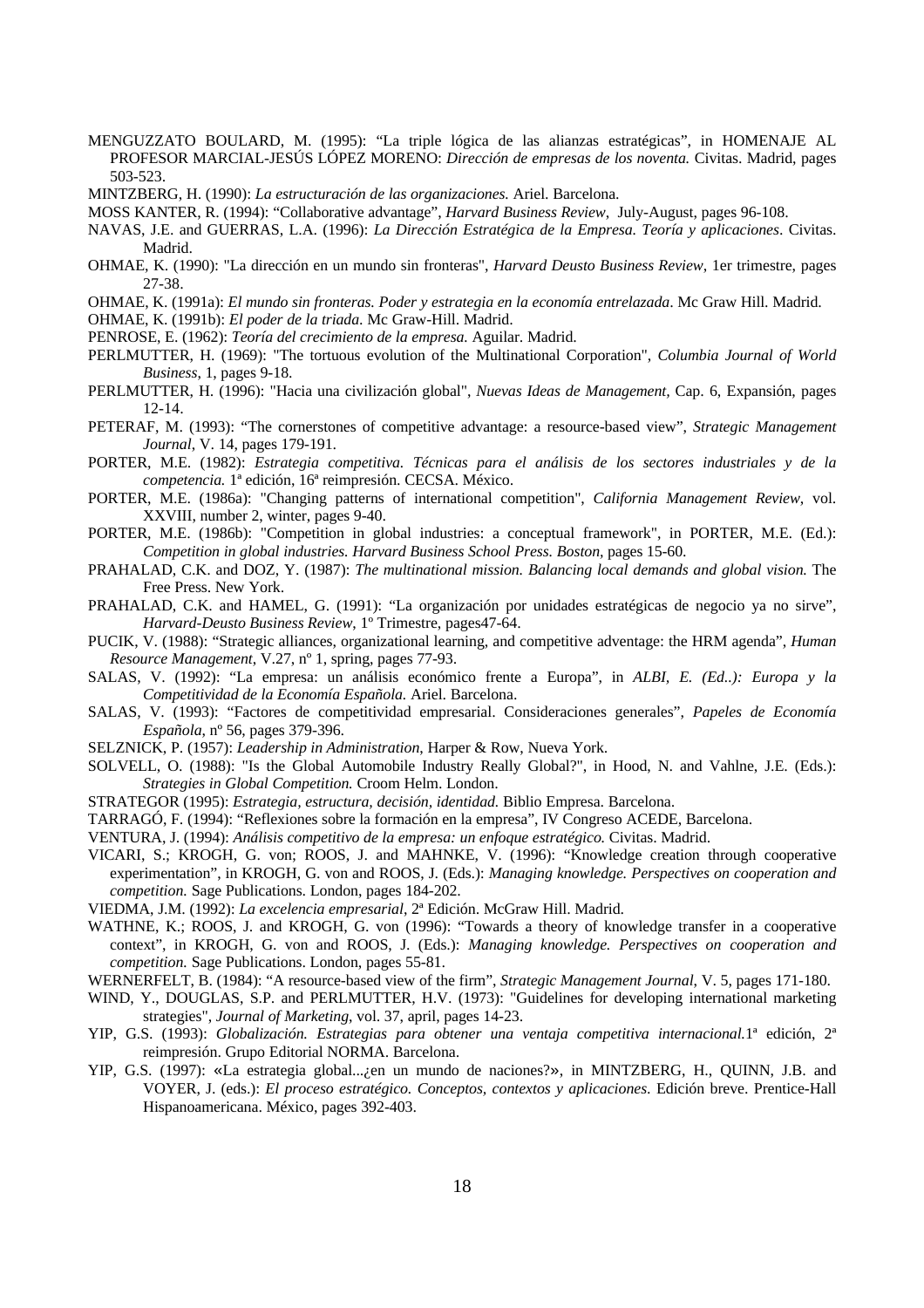MENGUZZATO BOULARD, M. (1995): "La triple lógica de las alianzas estratégicas", in HOMENAJE AL PROFESOR MARCIAL-JESÚS LÓPEZ MORENO: *Dirección de empresas de los noventa.* Civitas. Madrid, pages 503-523.

MINTZBERG, H. (1990): *La estructuración de las organizaciones.* Ariel. Barcelona.

MOSS KANTER, R. (1994): "Collaborative advantage", *Harvard Business Review*, July-August, pages 96-108.

NAVAS, J.E. and GUERRAS, L.A. (1996): *La Dirección Estratégica de la Empresa. Teoría y aplicaciones*. Civitas. Madrid.

OHMAE, K. (1990): "La dirección en un mundo sin fronteras", *Harvard Deusto Business Review*, 1er trimestre, pages 27-38.

OHMAE, K. (1991a): *El mundo sin fronteras. Poder y estrategia en la economía entrelazada*. Mc Graw Hill. Madrid.

OHMAE, K. (1991b): *El poder de la triada*. Mc Graw-Hill. Madrid.

PENROSE, E. (1962): *Teoría del crecimiento de la empresa.* Aguilar. Madrid.

PERLMUTTER, H. (1969): "The tortuous evolution of the Multinational Corporation", *Columbia Journal of World Business*, 1, pages 9-18.

PERLMUTTER, H. (1996): "Hacia una civilización global", *Nuevas Ideas de Management*, Cap. 6, Expansión, pages 12-14.

PETERAF, M. (1993): "The cornerstones of competitive advantage: a resource-based view", *Strategic Management Journal*, V. 14, pages 179-191.

PORTER, M.E. (1982): *Estrategia competitiva. Técnicas para el análisis de los sectores industriales y de la competencia.* 1ª edición, 16ª reimpresión. CECSA. México.

PORTER, M.E. (1986a): "Changing patterns of international competition", *California Management Review*, vol. XXVIII, number 2, winter, pages 9-40.

PORTER, M.E. (1986b): "Competition in global industries: a conceptual framework", in PORTER, M.E. (Ed.): *Competition in global industries. Harvard Business School Press. Boston*, pages 15-60.

PRAHALAD, C.K. and DOZ, Y. (1987): *The multinational mission. Balancing local demands and global vision.* The Free Press. New York.

PRAHALAD, C.K. and HAMEL, G. (1991): "La organización por unidades estratégicas de negocio ya no sirve", *Harvard-Deusto Business Review*, 1º Trimestre, pages47-64.

PUCIK, V. (1988): "Strategic alliances, organizational learning, and competitive adventage: the HRM agenda", *Human Resource Management*, V.27, nº 1, spring, pages 77-93.

SALAS, V. (1992): "La empresa: un análisis económico frente a Europa", in *ALBI, E. (Ed..): Europa y la Competitividad de la Economía Española.* Ariel. Barcelona.

SALAS, V. (1993): "Factores de competitividad empresarial. Consideraciones generales", *Papeles de Economía Española*, nº 56, pages 379-396.

SELZNICK, P. (1957): *Leadership in Administration*, Harper & Row, Nueva York.

SOLVELL, O. (1988): "Is the Global Automobile Industry Really Global?", in Hood, N. and Vahlne, J.E. (Eds.): *Strategies in Global Competition.* Croom Helm. London.

STRATEGOR (1995): *Estrategia, estructura, decisión, identidad.* Biblio Empresa. Barcelona.

TARRAGÓ, F. (1994): "Reflexiones sobre la formación en la empresa", IV Congreso ACEDE, Barcelona.

VENTURA, J. (1994): *Análisis competitivo de la empresa: un enfoque estratégico.* Civitas. Madrid.

VICARI, S.; KROGH, G. von; ROOS, J. and MAHNKE, V. (1996): "Knowledge creation through cooperative experimentation", in KROGH, G. von and ROOS, J. (Eds.): *Managing knowledge. Perspectives on cooperation and competition.* Sage Publications. London, pages 184-202.

VIEDMA, J.M. (1992): *La excelencia empresarial*, 2ª Edición. McGraw Hill. Madrid.

WATHNE, K.; ROOS, J. and KROGH, G. von (1996): "Towards a theory of knowledge transfer in a cooperative context", in KROGH, G. von and ROOS, J. (Eds.): *Managing knowledge. Perspectives on cooperation and competition.* Sage Publications. London, pages 55-81.

WERNERFELT, B. (1984): "A resource-based view of the firm", *Strategic Management Journal*, V. 5, pages 171-180.

WIND, Y., DOUGLAS, S.P. and PERLMUTTER, H.V. (1973): "Guidelines for developing international marketing strategies", *Journal of Marketing*, vol. 37, april, pages 14-23.

YIP, G.S. (1993): *Globalización. Estrategias para obtener una ventaja competitiva internacional.* 1ª edición, 2ª reimpresión. Grupo Editorial NORMA. Barcelona.

YIP, G.S. (1997): «La estrategia global...¿en un mundo de naciones?», in MINTZBERG, H., QUINN, J.B. and VOYER, J. (eds.): *El proceso estratégico. Conceptos, contextos y aplicaciones.* Edición breve. Prentice-Hall Hispanoamericana. México, pages 392-403.